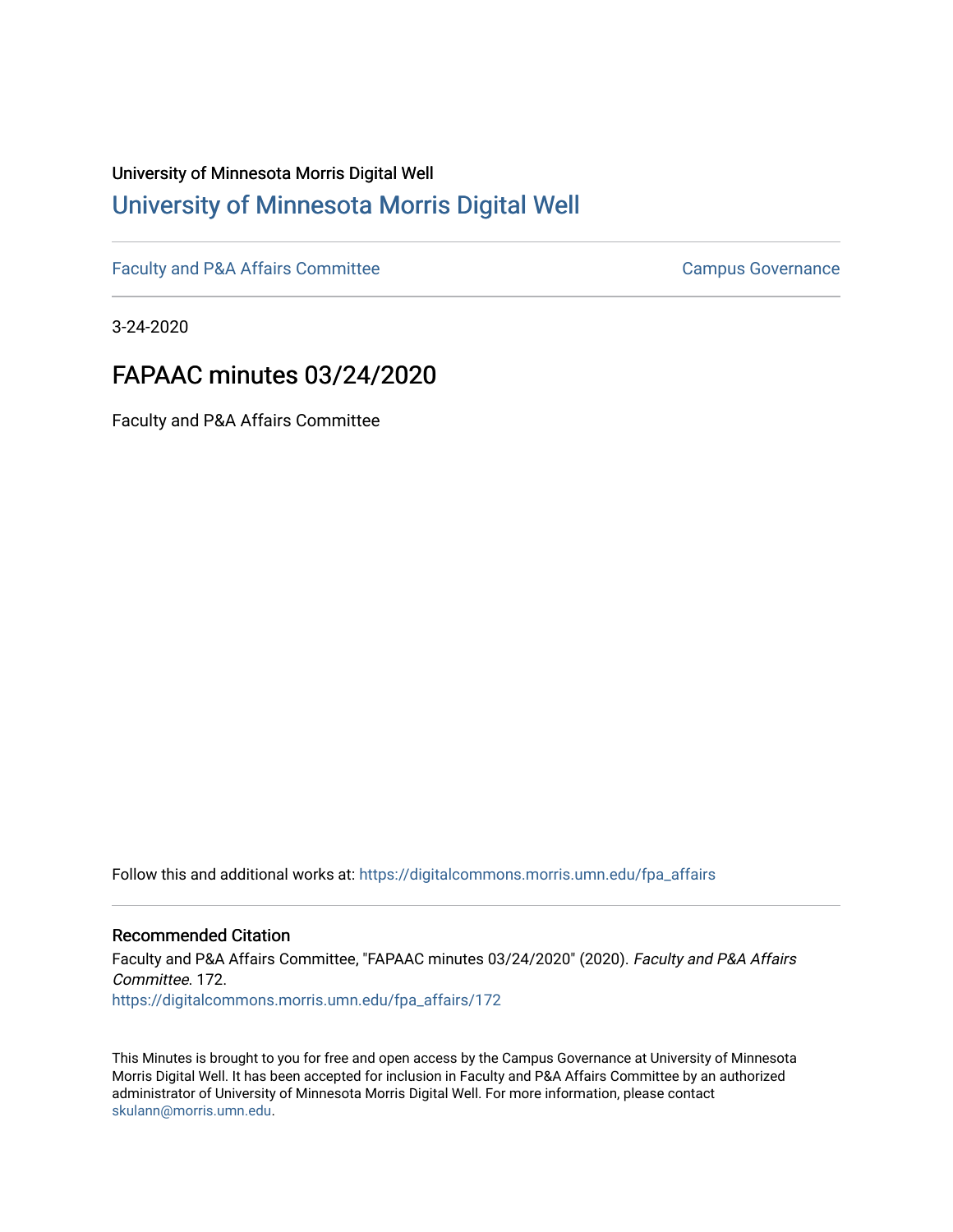University of Minnesota Morris Digital Well

# University of Minnesota Morris Digital Well

Faculty and P&A Affairs Committee | Campus Governance

3-24-2020

## FAPAAC minutes 03/24/2020

Faculty and P&A Affairs Committee

Follow this and additional works at: https://digitalcommons.morris.umn.edu/fpa_affairs

### Recommended Citation

Faculty and P&A Affairs Committee, "FAPAAC minutes 03/24/2020" (2020). *Faculty and P&A Affairs Committee*. 172.
https://digitalcommons.morris.umn.edu/fpa_affairs/172

This Minutes is brought to you for free and open access by the Campus Governance at University of Minnesota Morris Digital Well. It has been accepted for inclusion in Faculty and P&A Affairs Committee by an authorized administrator of University of Minnesota Morris Digital Well. For more information, please contact skulann@morris.umn.edu.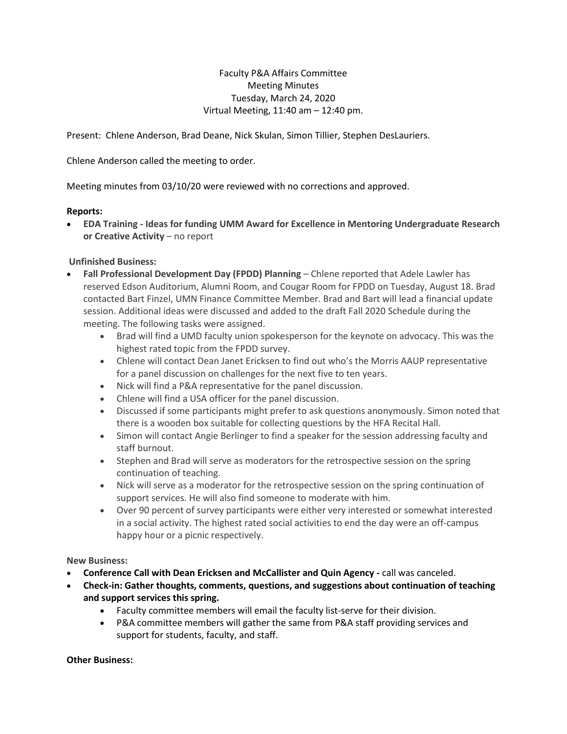Faculty P&A Affairs Committee
Meeting Minutes
Tuesday, March 24, 2020
Virtual Meeting, 11:40 am – 12:40 pm.

Present: Chlene Anderson, Brad Deane, Nick Skulan, Simon Tillier, Stephen DesLauriers.

Chlene Anderson called the meeting to order.

Meeting minutes from 03/10/20 were reviewed with no corrections and approved.

**Reports:**

- **EDA Training - Ideas for funding UMM Award for Excellence in Mentoring Undergraduate Research or Creative Activity** – no report

**Unfinished Business:**

- **Fall Professional Development Day (FPDD) Planning** – Chlene reported that Adele Lawler has reserved Edson Auditorium, Alumni Room, and Cougar Room for FPDD on Tuesday, August 18. Brad contacted Bart Finzel, UMN Finance Committee Member. Brad and Bart will lead a financial update session. Additional ideas were discussed and added to the draft Fall 2020 Schedule during the meeting. The following tasks were assigned.
    - Brad will find a UMD faculty union spokesperson for the keynote on advocacy. This was the highest rated topic from the FPDD survey.
    - Chlene will contact Dean Janet Ericksen to find out who's the Morris AAUP representative for a panel discussion on challenges for the next five to ten years.
    - Nick will find a P&A representative for the panel discussion.
    - Chlene will find a USA officer for the panel discussion.
    - Discussed if some participants might prefer to ask questions anonymously. Simon noted that there is a wooden box suitable for collecting questions by the HFA Recital Hall.
    - Simon will contact Angie Berlinger to find a speaker for the session addressing faculty and staff burnout.
    - Stephen and Brad will serve as moderators for the retrospective session on the spring continuation of teaching.
    - Nick will serve as a moderator for the retrospective session on the spring continuation of support services. He will also find someone to moderate with him.
    - Over 90 percent of survey participants were either very interested or somewhat interested in a social activity. The highest rated social activities to end the day were an off-campus happy hour or a picnic respectively.

**New Business:**

- **Conference Call with Dean Ericksen and McCallister and Quin Agency -** call was canceled.
- **Check-in: Gather thoughts, comments, questions, and suggestions about continuation of teaching and support services this spring.**
    - Faculty committee members will email the faculty list-serve for their division.
    - P&A committee members will gather the same from P&A staff providing services and support for students, faculty, and staff.

**Other Business:**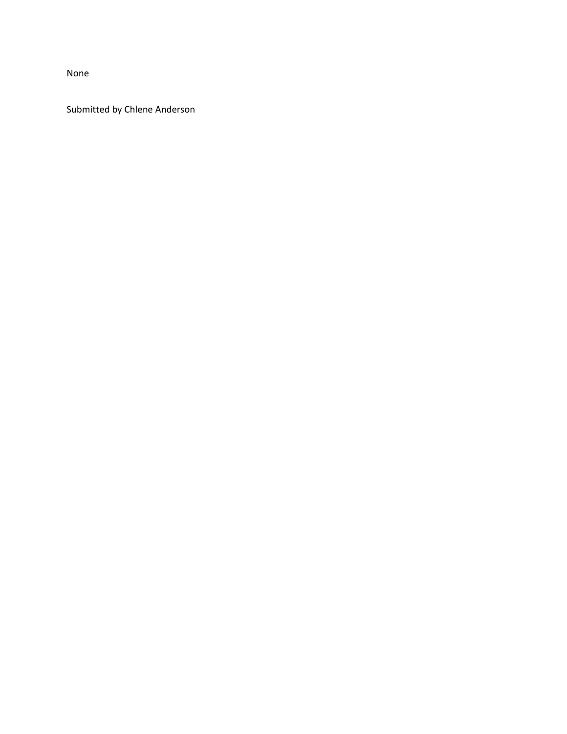None

Submitted by Chlene Anderson